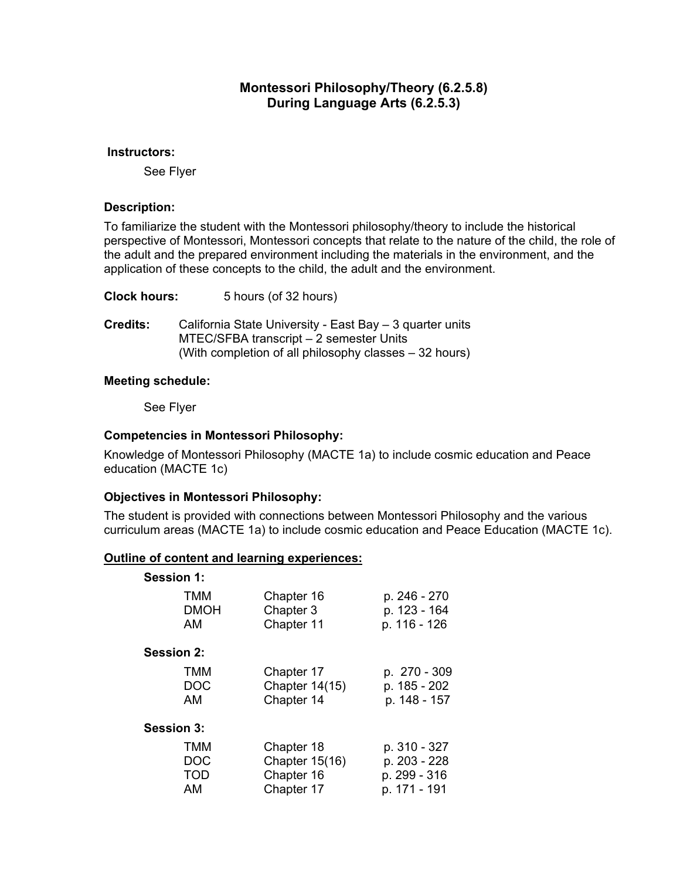# Montessori Philosophy/Theory (6.2.5.8)
# During Language Arts (6.2.5.3)

**Instructors:**

See Flyer

**Description:**

To familiarize the student with the Montessori philosophy/theory to include the historical perspective of Montessori, Montessori concepts that relate to the nature of the child, the role of the adult and the prepared environment including the materials in the environment, and the application of these concepts to the child, the adult and the environment.

**Clock hours:** 5 hours (of 32 hours)

**Credits:** California State University - East Bay – 3 quarter units
MTEC/SFBA transcript – 2 semester Units
(With completion of all philosophy classes – 32 hours)

**Meeting schedule:**

See Flyer

**Competencies in Montessori Philosophy:**

Knowledge of Montessori Philosophy (MACTE 1a) to include cosmic education and Peace education (MACTE 1c)

**Objectives in Montessori Philosophy:**

The student is provided with connections between Montessori Philosophy and the various curriculum areas (MACTE 1a) to include cosmic education and Peace Education (MACTE 1c).

**<u>Outline of content and learning experiences:</u>**

**Session 1:**

| | | |
|---|---|---|
| TMM | Chapter 16 | p. 246 - 270 |
| DMOH | Chapter 3 | p. 123 - 164 |
| AM | Chapter 11 | p. 116 - 126 |

**Session 2:**

| | | |
|---|---|---|
| TMM | Chapter 17 | p. 270 - 309 |
| DOC | Chapter 14(15) | p. 185 - 202 |
| AM | Chapter 14 | p. 148 - 157 |

**Session 3:**

| | | |
|---|---|---|
| TMM | Chapter 18 | p. 310 - 327 |
| DOC | Chapter 15(16) | p. 203 - 228 |
| TOD | Chapter 16 | p. 299 - 316 |
| AM | Chapter 17 | p. 171 - 191 |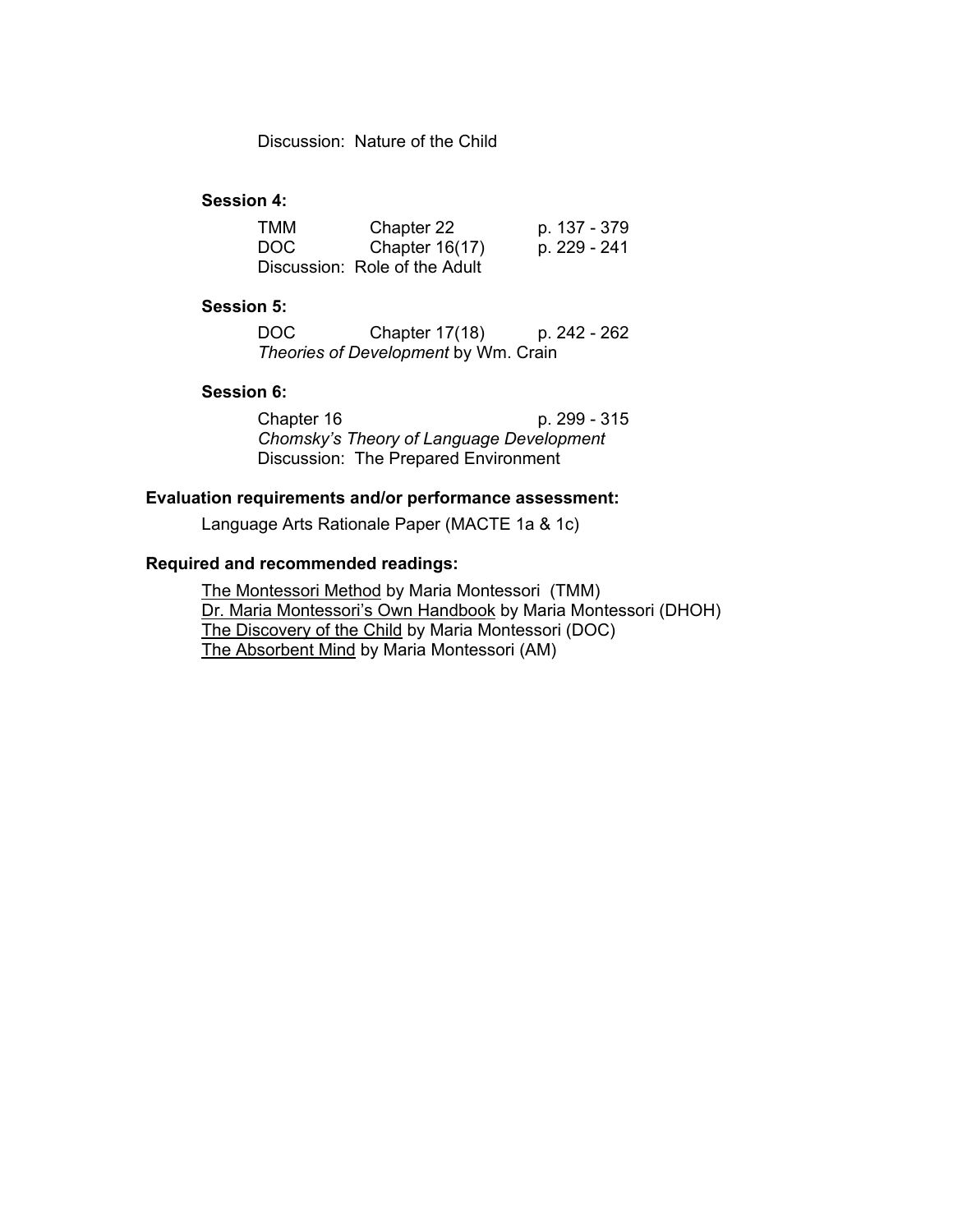Discussion: Nature of the Child

**Session 4:**

| | | |
|---|---|---|
| TMM | Chapter 22 | p. 137 - 379 |
| DOC | Chapter 16(17) | p. 229 - 241 |

Discussion: Role of the Adult

**Session 5:**

| | | |
|---|---|---|
| DOC | Chapter 17(18) | p. 242 - 262 |

*Theories of Development* by Wm. Crain

**Session 6:**

| | |
|---|---|
| Chapter 16 | p. 299 - 315 |

*Chomsky's Theory of Language Development*
Discussion: The Prepared Environment

**Evaluation requirements and/or performance assessment:**

Language Arts Rationale Paper (MACTE 1a & 1c)

**Required and recommended readings:**

The Montessori Method by Maria Montessori (TMM)
Dr. Maria Montessori's Own Handbook by Maria Montessori (DHOH)
The Discovery of the Child by Maria Montessori (DOC)
The Absorbent Mind by Maria Montessori (AM)